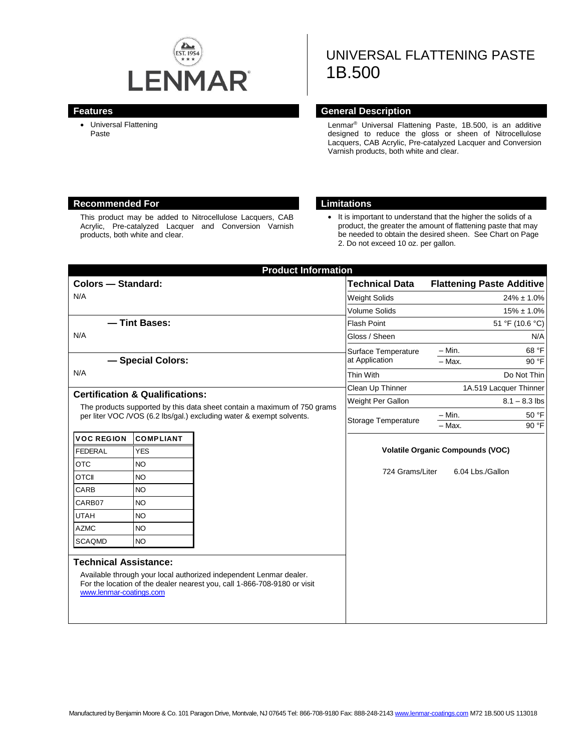LENMAR

# UNIVERSAL FLATTENING PASTE 1B.500

## Features

- Universal Flattening Paste

## General Description

Lenmar® Universal Flattening Paste, 1B.500, is an additive designed to reduce the gloss or sheen of Nitrocellulose Lacquers, CAB Acrylic, Pre-catalyzed Lacquer and Conversion Varnish products, both white and clear.

## Recommended For

This product may be added to Nitrocellulose Lacquers, CAB Acrylic, Pre-catalyzed Lacquer and Conversion Varnish products, both white and clear.

## Limitations

- It is important to understand that the higher the solids of a product, the greater the amount of flattening paste that may be needed to obtain the desired sheen. See Chart on Page 2. Do not exceed 10 oz. per gallon.

## Product Information

### Colors — Standard:

N/A

### — Tint Bases:

N/A

### — Special Colors:

N/A

### Certification & Qualifications:

The products supported by this data sheet contain a maximum of 750 grams per liter VOC /VOS (6.2 lbs/gal.) excluding water & exempt solvents.

| VOC REGION | COMPLIANT |
|---|---|
| FEDERAL | YES |
| OTC | NO |
| OTCII | NO |
| CARB | NO |
| CARB07 | NO |
| UTAH | NO |
| AZMC | NO |
| SCAQMD | NO |

### Technical Assistance:

Available through your local authorized independent Lenmar dealer. For the location of the dealer nearest you, call 1-866-708-9180 or visit www.lenmar-coatings.com

| Technical Data | | Flattening Paste Additive |
|---|---|---|
| Weight Solids | | 24% ± 1.0% |
| Volume Solids | | 15% ± 1.0% |
| Flash Point | | 51 °F (10.6 °C) |
| Gloss / Sheen | | N/A |
| Surface Temperature at Application | – Min. | 68 °F |
| | – Max. | 90 °F |
| Thin With | | Do Not Thin |
| Clean Up Thinner | | 1A.519 Lacquer Thinner |
| Weight Per Gallon | | 8.1 – 8.3 lbs |
| Storage Temperature | – Min. | 50 °F |
| | – Max. | 90 °F |

**Volatile Organic Compounds (VOC)**

724 Grams/Liter 6.04 Lbs./Gallon

Manufactured by Benjamin Moore & Co. 101 Paragon Drive, Montvale, NJ 07645 Tel: 866-708-9180 Fax: 888-248-2143 www.lenmar-coatings.com M72 1B.500 US 113018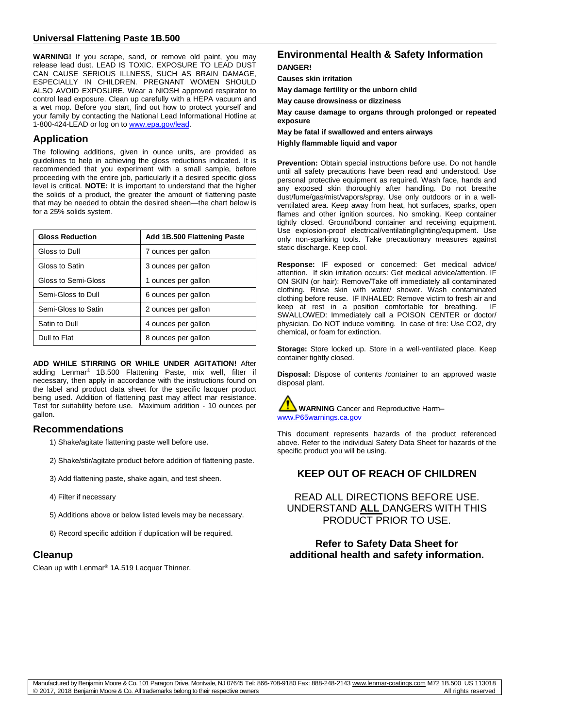## Universal Flattening Paste 1B.500

**WARNING!** If you scrape, sand, or remove old paint, you may release lead dust. LEAD IS TOXIC. EXPOSURE TO LEAD DUST CAN CAUSE SERIOUS ILLNESS, SUCH AS BRAIN DAMAGE, ESPECIALLY IN CHILDREN. PREGNANT WOMEN SHOULD ALSO AVOID EXPOSURE. Wear a NIOSH approved respirator to control lead exposure. Clean up carefully with a HEPA vacuum and a wet mop. Before you start, find out how to protect yourself and your family by contacting the National Lead Informational Hotline at 1-800-424-LEAD or log on to www.epa.gov/lead.

## Application

The following additions, given in ounce units, are provided as guidelines to help in achieving the gloss reductions indicated. It is recommended that you experiment with a small sample, before proceeding with the entire job, particularly if a desired specific gloss level is critical. **NOTE:** It is important to understand that the higher the solids of a product, the greater the amount of flattening paste that may be needed to obtain the desired sheen—the chart below is for a 25% solids system.

| Gloss Reduction | Add 1B.500 Flattening Paste |
|---|---|
| Gloss to Dull | 7 ounces per gallon |
| Gloss to Satin | 3 ounces per gallon |
| Gloss to Semi-Gloss | 1 ounces per gallon |
| Semi-Gloss to Dull | 6 ounces per gallon |
| Semi-Gloss to Satin | 2 ounces per gallon |
| Satin to Dull | 4 ounces per gallon |
| Dull to Flat | 8 ounces per gallon |

**ADD WHILE STIRRING OR WHILE UNDER AGITATION!** After adding Lenmar® 1B.500 Flattening Paste, mix well, filter if necessary, then apply in accordance with the instructions found on the label and product data sheet for the specific lacquer product being used. Addition of flattening past may affect mar resistance. Test for suitability before use. Maximum addition - 10 ounces per gallon.

## Recommendations

1) Shake/agitate flattening paste well before use.

2) Shake/stir/agitate product before addition of flattening paste.

3) Add flattening paste, shake again, and test sheen.

4) Filter if necessary

5) Additions above or below listed levels may be necessary.

6) Record specific addition if duplication will be required.

## Cleanup

Clean up with Lenmar® 1A.519 Lacquer Thinner.

## Environmental Health & Safety Information

**DANGER!**

**Causes skin irritation**

**May damage fertility or the unborn child**

**May cause drowsiness or dizziness**

**May cause damage to organs through prolonged or repeated exposure**

**May be fatal if swallowed and enters airways**

**Highly flammable liquid and vapor**

**Prevention:** Obtain special instructions before use. Do not handle until all safety precautions have been read and understood. Use personal protective equipment as required. Wash face, hands and any exposed skin thoroughly after handling. Do not breathe dust/fume/gas/mist/vapors/spray. Use only outdoors or in a well-ventilated area. Keep away from heat, hot surfaces, sparks, open flames and other ignition sources. No smoking. Keep container tightly closed. Ground/bond container and receiving equipment. Use explosion-proof electrical/ventilating/lighting/equipment. Use only non-sparking tools. Take precautionary measures against static discharge. Keep cool.

**Response:** IF exposed or concerned: Get medical advice/ attention. If skin irritation occurs: Get medical advice/attention. IF ON SKIN (or hair): Remove/Take off immediately all contaminated clothing. Rinse skin with water/ shower. Wash contaminated clothing before reuse. IF INHALED: Remove victim to fresh air and keep at rest in a position comfortable for breathing. IF SWALLOWED: Immediately call a POISON CENTER or doctor/ physician. Do NOT induce vomiting. In case of fire: Use CO2, dry chemical, or foam for extinction.

**Storage:** Store locked up. Store in a well-ventilated place. Keep container tightly closed.

**Disposal:** Dispose of contents /container to an approved waste disposal plant.

⚠ **WARNING** Cancer and Reproductive Harm– www.P65warnings.ca.gov

This document represents hazards of the product referenced above. Refer to the individual Safety Data Sheet for hazards of the specific product you will be using.

**KEEP OUT OF REACH OF CHILDREN**

READ ALL DIRECTIONS BEFORE USE. UNDERSTAND **ALL** DANGERS WITH THIS PRODUCT PRIOR TO USE.

**Refer to Safety Data Sheet for additional health and safety information.**

Manufactured by Benjamin Moore & Co. 101 Paragon Drive, Montvale, NJ 07645 Tel: 866-708-9180 Fax: 888-248-2143 www.lenmar-coatings.com M72 1B.500 US 113018
© 2017, 2018 Benjamin Moore & Co. All trademarks belong to their respective owners All rights reserved